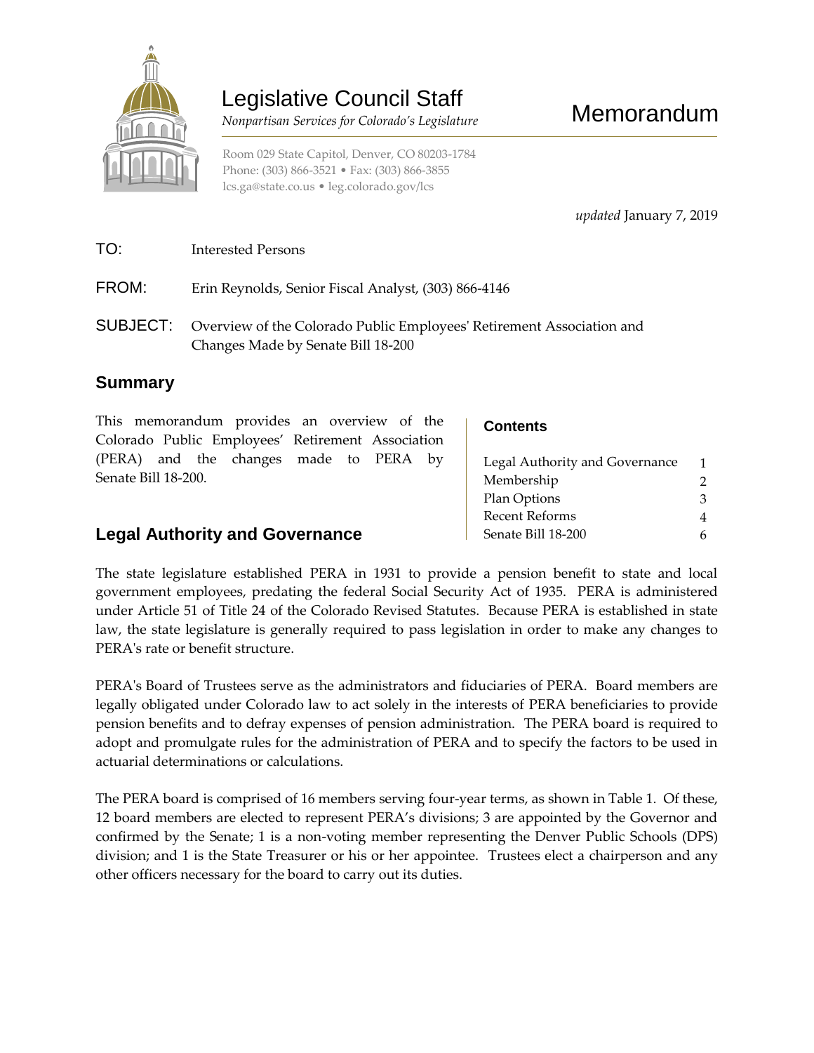# Legislative Council Staff

*Nonpartisan Services for Colorado's Legislature*

# Memorandum

Room 029 State Capitol, Denver, CO 80203-1784
Phone: (303) 866-3521 • Fax: (303) 866-3855
lcs.ga@state.co.us • leg.colorado.gov/lcs

*updated* January 7, 2019

**TO:** Interested Persons

**FROM:** Erin Reynolds, Senior Fiscal Analyst, (303) 866-4146

**SUBJECT:** Overview of the Colorado Public Employees' Retirement Association and Changes Made by Senate Bill 18-200

## Summary

This memorandum provides an overview of the Colorado Public Employees' Retirement Association (PERA) and the changes made to PERA by Senate Bill 18-200.

### Contents

| | |
|---|---|
| Legal Authority and Governance | 1 |
| Membership | 2 |
| Plan Options | 3 |
| Recent Reforms | 4 |
| Senate Bill 18-200 | 6 |

## Legal Authority and Governance

The state legislature established PERA in 1931 to provide a pension benefit to state and local government employees, predating the federal Social Security Act of 1935. PERA is administered under Article 51 of Title 24 of the Colorado Revised Statutes. Because PERA is established in state law, the state legislature is generally required to pass legislation in order to make any changes to PERA's rate or benefit structure.

PERA's Board of Trustees serve as the administrators and fiduciaries of PERA. Board members are legally obligated under Colorado law to act solely in the interests of PERA beneficiaries to provide pension benefits and to defray expenses of pension administration. The PERA board is required to adopt and promulgate rules for the administration of PERA and to specify the factors to be used in actuarial determinations or calculations.

The PERA board is comprised of 16 members serving four-year terms, as shown in Table 1. Of these, 12 board members are elected to represent PERA's divisions; 3 are appointed by the Governor and confirmed by the Senate; 1 is a non-voting member representing the Denver Public Schools (DPS) division; and 1 is the State Treasurer or his or her appointee. Trustees elect a chairperson and any other officers necessary for the board to carry out its duties.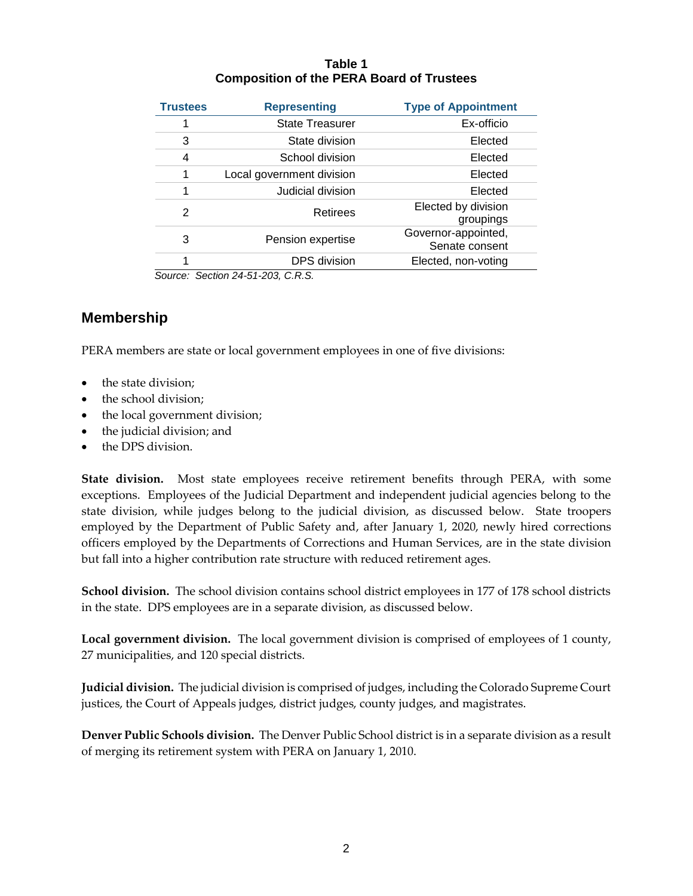**Table 1**
**Composition of the PERA Board of Trustees**

| Trustees | Representing | Type of Appointment |
|---|---|---|
| 1 | State Treasurer | Ex-officio |
| 3 | State division | Elected |
| 4 | School division | Elected |
| 1 | Local government division | Elected |
| 1 | Judicial division | Elected |
| 2 | Retirees | Elected by division groupings |
| 3 | Pension expertise | Governor-appointed, Senate consent |
| 1 | DPS division | Elected, non-voting |

*Source: Section 24-51-203, C.R.S.*

## Membership

PERA members are state or local government employees in one of five divisions:

- the state division;
- the school division;
- the local government division;
- the judicial division; and
- the DPS division.

**State division.** Most state employees receive retirement benefits through PERA, with some exceptions. Employees of the Judicial Department and independent judicial agencies belong to the state division, while judges belong to the judicial division, as discussed below. State troopers employed by the Department of Public Safety and, after January 1, 2020, newly hired corrections officers employed by the Departments of Corrections and Human Services, are in the state division but fall into a higher contribution rate structure with reduced retirement ages.

**School division.** The school division contains school district employees in 177 of 178 school districts in the state. DPS employees are in a separate division, as discussed below.

**Local government division.** The local government division is comprised of employees of 1 county, 27 municipalities, and 120 special districts.

**Judicial division.** The judicial division is comprised of judges, including the Colorado Supreme Court justices, the Court of Appeals judges, district judges, county judges, and magistrates.

**Denver Public Schools division.** The Denver Public School district is in a separate division as a result of merging its retirement system with PERA on January 1, 2010.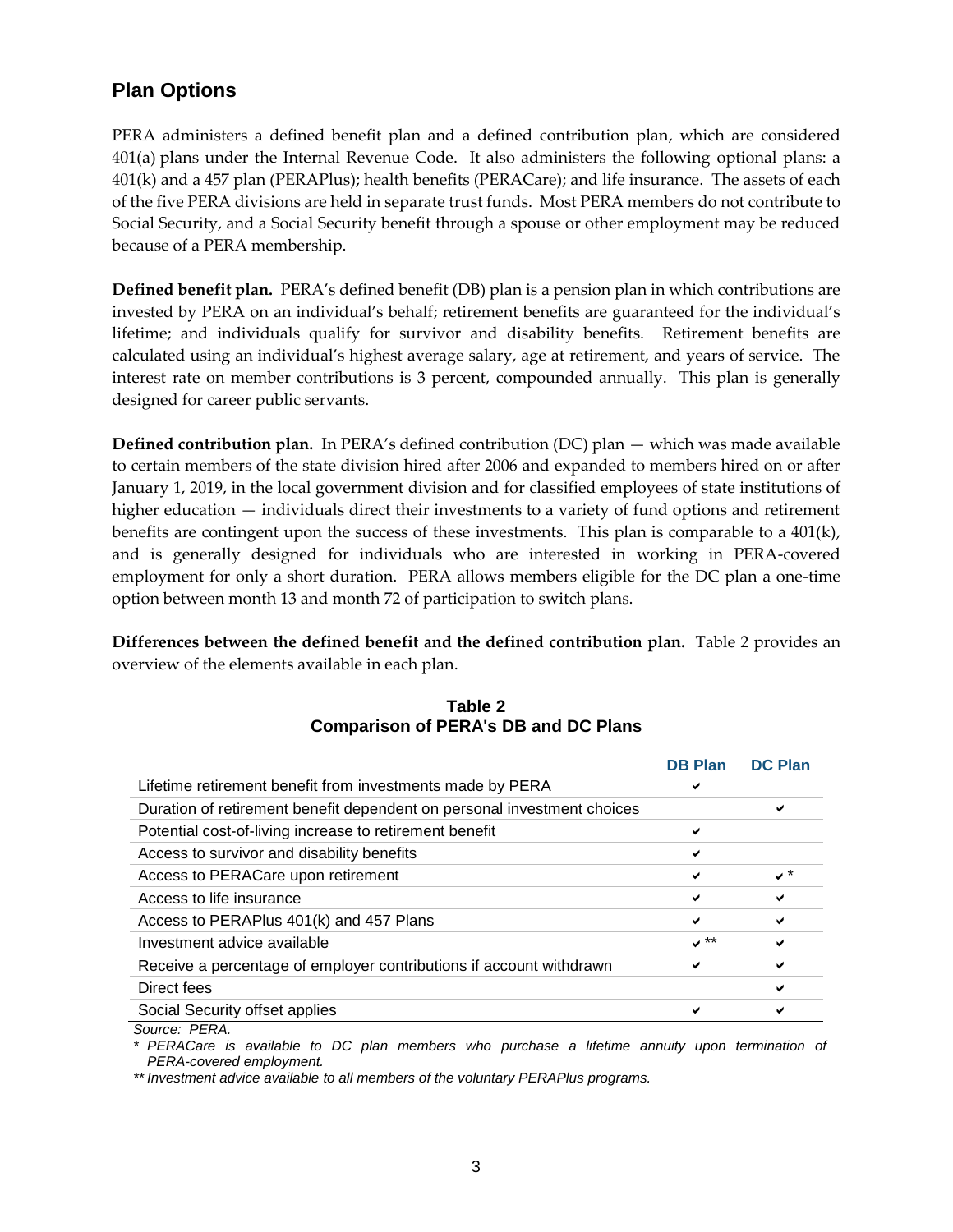## Plan Options

PERA administers a defined benefit plan and a defined contribution plan, which are considered 401(a) plans under the Internal Revenue Code. It also administers the following optional plans: a 401(k) and a 457 plan (PERAPlus); health benefits (PERACare); and life insurance. The assets of each of the five PERA divisions are held in separate trust funds. Most PERA members do not contribute to Social Security, and a Social Security benefit through a spouse or other employment may be reduced because of a PERA membership.

**Defined benefit plan.** PERA's defined benefit (DB) plan is a pension plan in which contributions are invested by PERA on an individual's behalf; retirement benefits are guaranteed for the individual's lifetime; and individuals qualify for survivor and disability benefits. Retirement benefits are calculated using an individual's highest average salary, age at retirement, and years of service. The interest rate on member contributions is 3 percent, compounded annually. This plan is generally designed for career public servants.

**Defined contribution plan.** In PERA's defined contribution (DC) plan — which was made available to certain members of the state division hired after 2006 and expanded to members hired on or after January 1, 2019, in the local government division and for classified employees of state institutions of higher education — individuals direct their investments to a variety of fund options and retirement benefits are contingent upon the success of these investments. This plan is comparable to a 401(k), and is generally designed for individuals who are interested in working in PERA-covered employment for only a short duration. PERA allows members eligible for the DC plan a one-time option between month 13 and month 72 of participation to switch plans.

**Differences between the defined benefit and the defined contribution plan.** Table 2 provides an overview of the elements available in each plan.

**Table 2**
**Comparison of PERA's DB and DC Plans**

| | DB Plan | DC Plan |
|---|---|---|
| Lifetime retirement benefit from investments made by PERA | ✔ | |
| Duration of retirement benefit dependent on personal investment choices | | ✔ |
| Potential cost-of-living increase to retirement benefit | ✔ | |
| Access to survivor and disability benefits | ✔ | |
| Access to PERACare upon retirement | ✔ | ✔ * |
| Access to life insurance | ✔ | ✔ |
| Access to PERAPlus 401(k) and 457 Plans | ✔ | ✔ |
| Investment advice available | ✔ ** | ✔ |
| Receive a percentage of employer contributions if account withdrawn | ✔ | ✔ |
| Direct fees | | ✔ |
| Social Security offset applies | ✔ | ✔ |

*Source: PERA.*

\* *PERACare is available to DC plan members who purchase a lifetime annuity upon termination of PERA-covered employment.*

\*\* *Investment advice available to all members of the voluntary PERAPlus programs.*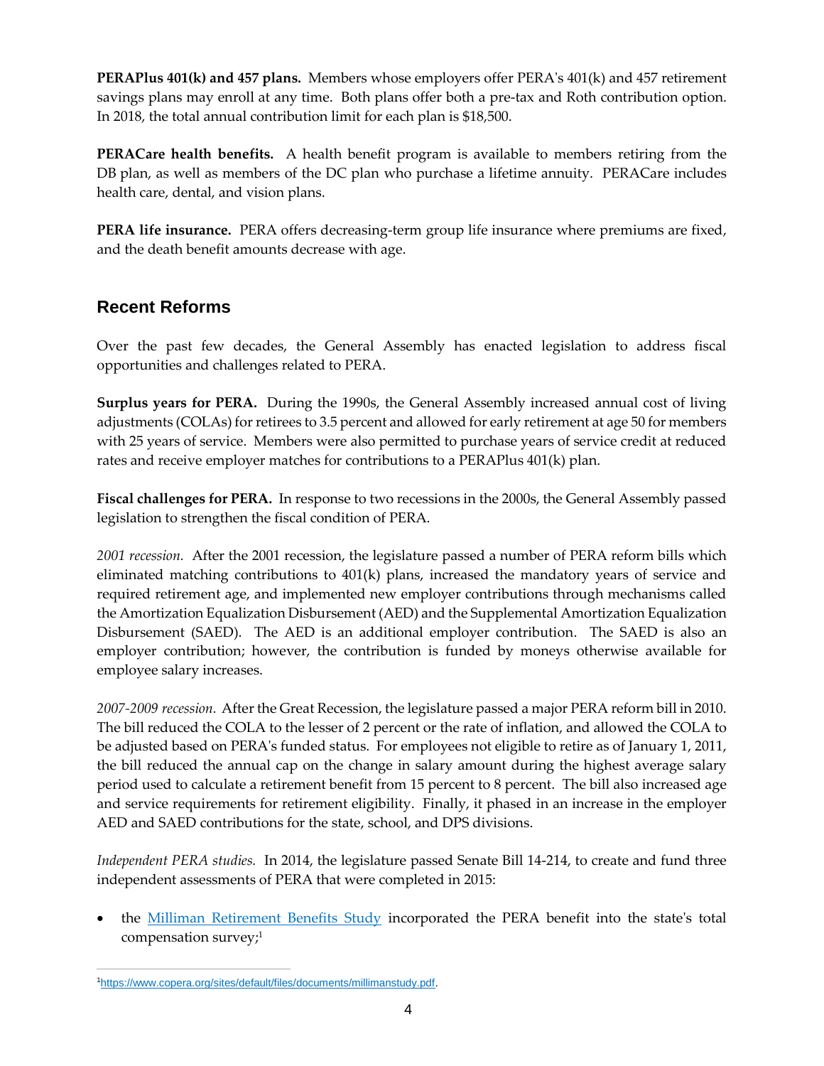**PERAPlus 401(k) and 457 plans.** Members whose employers offer PERA's 401(k) and 457 retirement savings plans may enroll at any time. Both plans offer both a pre-tax and Roth contribution option. In 2018, the total annual contribution limit for each plan is $18,500.

**PERACare health benefits.** A health benefit program is available to members retiring from the DB plan, as well as members of the DC plan who purchase a lifetime annuity. PERACare includes health care, dental, and vision plans.

**PERA life insurance.** PERA offers decreasing-term group life insurance where premiums are fixed, and the death benefit amounts decrease with age.

## Recent Reforms

Over the past few decades, the General Assembly has enacted legislation to address fiscal opportunities and challenges related to PERA.

**Surplus years for PERA.** During the 1990s, the General Assembly increased annual cost of living adjustments (COLAs) for retirees to 3.5 percent and allowed for early retirement at age 50 for members with 25 years of service. Members were also permitted to purchase years of service credit at reduced rates and receive employer matches for contributions to a PERAPlus 401(k) plan.

**Fiscal challenges for PERA.** In response to two recessions in the 2000s, the General Assembly passed legislation to strengthen the fiscal condition of PERA.

*2001 recession.* After the 2001 recession, the legislature passed a number of PERA reform bills which eliminated matching contributions to 401(k) plans, increased the mandatory years of service and required retirement age, and implemented new employer contributions through mechanisms called the Amortization Equalization Disbursement (AED) and the Supplemental Amortization Equalization Disbursement (SAED). The AED is an additional employer contribution. The SAED is also an employer contribution; however, the contribution is funded by moneys otherwise available for employee salary increases.

*2007-2009 recession.* After the Great Recession, the legislature passed a major PERA reform bill in 2010. The bill reduced the COLA to the lesser of 2 percent or the rate of inflation, and allowed the COLA to be adjusted based on PERA's funded status. For employees not eligible to retire as of January 1, 2011, the bill reduced the annual cap on the change in salary amount during the highest average salary period used to calculate a retirement benefit from 15 percent to 8 percent. The bill also increased age and service requirements for retirement eligibility. Finally, it phased in an increase in the employer AED and SAED contributions for the state, school, and DPS divisions.

*Independent PERA studies.* In 2014, the legislature passed Senate Bill 14-214, to create and fund three independent assessments of PERA that were completed in 2015:

- the [Milliman Retirement Benefits Study](https://www.copera.org/sites/default/files/documents/millimanstudy.pdf) incorporated the PERA benefit into the state's total compensation survey;[1]

---

[1] https://www.copera.org/sites/default/files/documents/millimanstudy.pdf.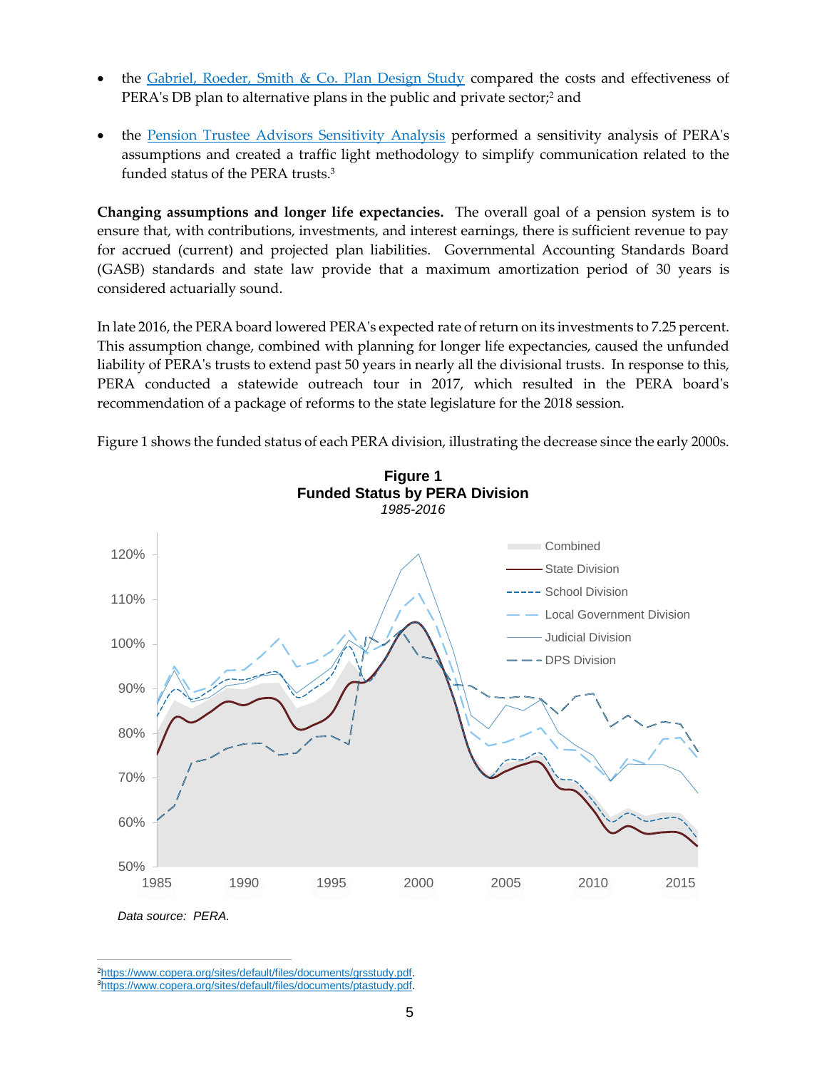- the [Gabriel, Roeder, Smith & Co. Plan Design Study](https://www.copera.org/sites/default/files/documents/grsstudy.pdf) compared the costs and effectiveness of PERA's DB plan to alternative plans in the public and private sector;[2] and

- the [Pension Trustee Advisors Sensitivity Analysis](https://www.copera.org/sites/default/files/documents/ptastudy.pdf) performed a sensitivity analysis of PERA's assumptions and created a traffic light methodology to simplify communication related to the funded status of the PERA trusts.[3]

**Changing assumptions and longer life expectancies.** The overall goal of a pension system is to ensure that, with contributions, investments, and interest earnings, there is sufficient revenue to pay for accrued (current) and projected plan liabilities. Governmental Accounting Standards Board (GASB) standards and state law provide that a maximum amortization period of 30 years is considered actuarially sound.

In late 2016, the PERA board lowered PERA's expected rate of return on its investments to 7.25 percent. This assumption change, combined with planning for longer life expectancies, caused the unfunded liability of PERA's trusts to extend past 50 years in nearly all the divisional trusts. In response to this, PERA conducted a statewide outreach tour in 2017, which resulted in the PERA board's recommendation of a package of reforms to the state legislature for the 2018 session.

Figure 1 shows the funded status of each PERA division, illustrating the decrease since the early 2000s.

**Figure 1**
**Funded Status by PERA Division**
*1985-2016*

*Data source: PERA.*

[2] https://www.copera.org/sites/default/files/documents/grsstudy.pdf.
[3] https://www.copera.org/sites/default/files/documents/ptastudy.pdf.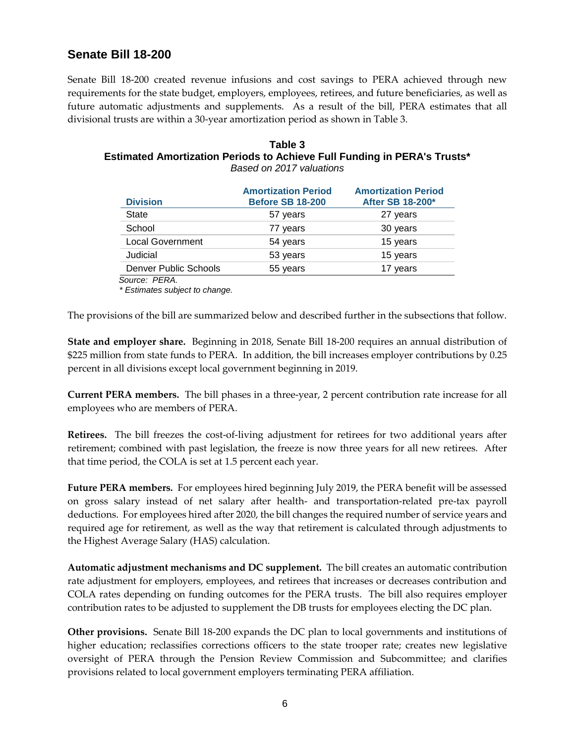## Senate Bill 18-200

Senate Bill 18-200 created revenue infusions and cost savings to PERA achieved through new requirements for the state budget, employers, employees, retirees, and future beneficiaries, as well as future automatic adjustments and supplements. As a result of the bill, PERA estimates that all divisional trusts are within a 30-year amortization period as shown in Table 3.

**Table 3**
**Estimated Amortization Periods to Achieve Full Funding in PERA's Trusts***
*Based on 2017 valuations*

| Division | Amortization Period Before SB 18-200 | Amortization Period After SB 18-200* |
|---|---|---|
| State | 57 years | 27 years |
| School | 77 years | 30 years |
| Local Government | 54 years | 15 years |
| Judicial | 53 years | 15 years |
| Denver Public Schools | 55 years | 17 years |

*Source: PERA.*
*\* Estimates subject to change.*

The provisions of the bill are summarized below and described further in the subsections that follow.

**State and employer share.** Beginning in 2018, Senate Bill 18-200 requires an annual distribution of $225 million from state funds to PERA. In addition, the bill increases employer contributions by 0.25 percent in all divisions except local government beginning in 2019.

**Current PERA members.** The bill phases in a three-year, 2 percent contribution rate increase for all employees who are members of PERA.

**Retirees.** The bill freezes the cost-of-living adjustment for retirees for two additional years after retirement; combined with past legislation, the freeze is now three years for all new retirees. After that time period, the COLA is set at 1.5 percent each year.

**Future PERA members.** For employees hired beginning July 2019, the PERA benefit will be assessed on gross salary instead of net salary after health- and transportation-related pre-tax payroll deductions. For employees hired after 2020, the bill changes the required number of service years and required age for retirement, as well as the way that retirement is calculated through adjustments to the Highest Average Salary (HAS) calculation.

**Automatic adjustment mechanisms and DC supplement.** The bill creates an automatic contribution rate adjustment for employers, employees, and retirees that increases or decreases contribution and COLA rates depending on funding outcomes for the PERA trusts. The bill also requires employer contribution rates to be adjusted to supplement the DB trusts for employees electing the DC plan.

**Other provisions.** Senate Bill 18-200 expands the DC plan to local governments and institutions of higher education; reclassifies corrections officers to the state trooper rate; creates new legislative oversight of PERA through the Pension Review Commission and Subcommittee; and clarifies provisions related to local government employers terminating PERA affiliation.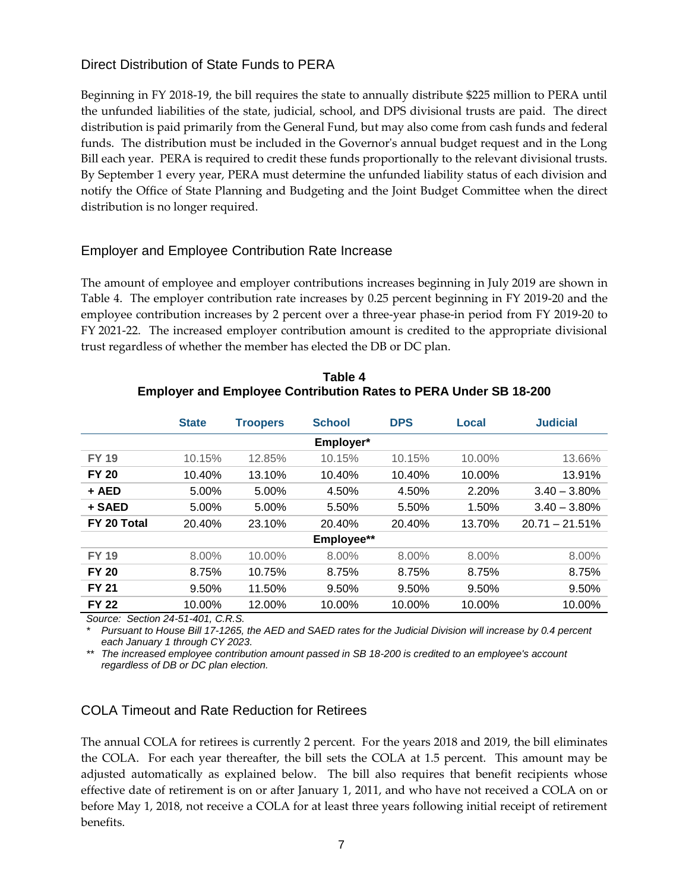## Direct Distribution of State Funds to PERA

Beginning in FY 2018-19, the bill requires the state to annually distribute $225 million to PERA until the unfunded liabilities of the state, judicial, school, and DPS divisional trusts are paid. The direct distribution is paid primarily from the General Fund, but may also come from cash funds and federal funds. The distribution must be included in the Governor's annual budget request and in the Long Bill each year. PERA is required to credit these funds proportionally to the relevant divisional trusts. By September 1 every year, PERA must determine the unfunded liability status of each division and notify the Office of State Planning and Budgeting and the Joint Budget Committee when the direct distribution is no longer required.

## Employer and Employee Contribution Rate Increase

The amount of employee and employer contributions increases beginning in July 2019 are shown in Table 4. The employer contribution rate increases by 0.25 percent beginning in FY 2019-20 and the employee contribution increases by 2 percent over a three-year phase-in period from FY 2019-20 to FY 2021-22. The increased employer contribution amount is credited to the appropriate divisional trust regardless of whether the member has elected the DB or DC plan.

**Table 4**
**Employer and Employee Contribution Rates to PERA Under SB 18-200**

| | State | Troopers | School | DPS | Local | Judicial |
|---|---|---|---|---|---|---|
| | | | **Employer*** | | | |
| **FY 19** | 10.15% | 12.85% | 10.15% | 10.15% | 10.00% | 13.66% |
| **FY 20** | 10.40% | 13.10% | 10.40% | 10.40% | 10.00% | 13.91% |
| **+ AED** | 5.00% | 5.00% | 4.50% | 4.50% | 2.20% | 3.40 – 3.80% |
| **+ SAED** | 5.00% | 5.00% | 5.50% | 5.50% | 1.50% | 3.40 – 3.80% |
| **FY 20 Total** | 20.40% | 23.10% | 20.40% | 20.40% | 13.70% | 20.71 – 21.51% |
| | | | **Employee**** | | | |
| **FY 19** | 8.00% | 10.00% | 8.00% | 8.00% | 8.00% | 8.00% |
| **FY 20** | 8.75% | 10.75% | 8.75% | 8.75% | 8.75% | 8.75% |
| **FY 21** | 9.50% | 11.50% | 9.50% | 9.50% | 9.50% | 9.50% |
| **FY 22** | 10.00% | 12.00% | 10.00% | 10.00% | 10.00% | 10.00% |

*Source: Section 24-51-401, C.R.S.*

\* *Pursuant to House Bill 17-1265, the AED and SAED rates for the Judicial Division will increase by 0.4 percent each January 1 through CY 2023.*

\*\* *The increased employee contribution amount passed in SB 18-200 is credited to an employee's account regardless of DB or DC plan election.*

## COLA Timeout and Rate Reduction for Retirees

The annual COLA for retirees is currently 2 percent. For the years 2018 and 2019, the bill eliminates the COLA. For each year thereafter, the bill sets the COLA at 1.5 percent. This amount may be adjusted automatically as explained below. The bill also requires that benefit recipients whose effective date of retirement is on or after January 1, 2011, and who have not received a COLA on or before May 1, 2018, not receive a COLA for at least three years following initial receipt of retirement benefits.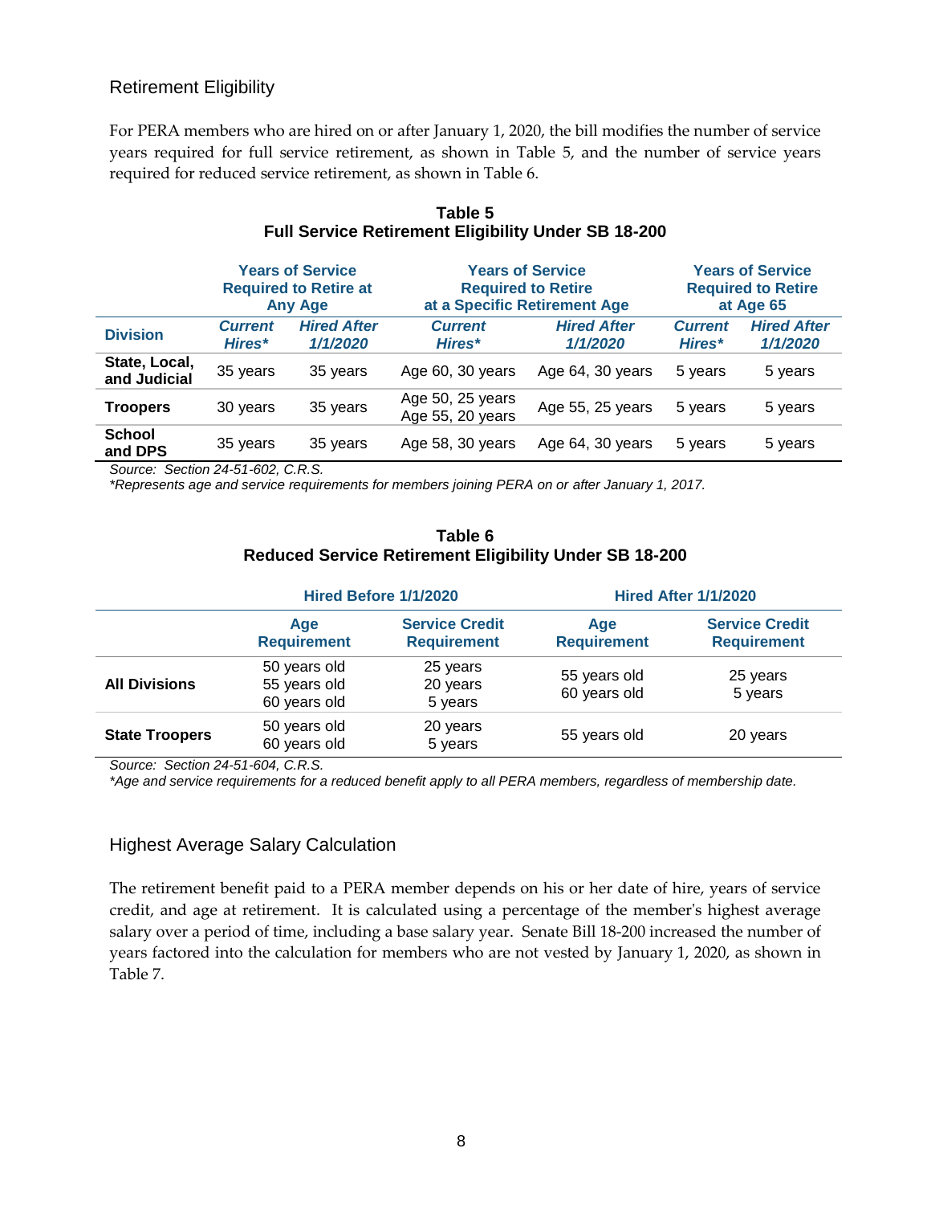## Retirement Eligibility

For PERA members who are hired on or after January 1, 2020, the bill modifies the number of service years required for full service retirement, as shown in Table 5, and the number of service years required for reduced service retirement, as shown in Table 6.

**Table 5**
**Full Service Retirement Eligibility Under SB 18-200**

| Division | Years of Service Required to Retire at Any Age | | Years of Service Required to Retire at a Specific Retirement Age | | Years of Service Required to Retire at Age 65 | |
|---|---|---|---|---|---|---|
| | *Current Hires** | *Hired After 1/1/2020* | *Current Hires** | *Hired After 1/1/2020* | *Current Hires** | *Hired After 1/1/2020* |
| **State, Local, and Judicial** | 35 years | 35 years | Age 60, 30 years | Age 64, 30 years | 5 years | 5 years |
| **Troopers** | 30 years | 35 years | Age 50, 25 years<br>Age 55, 20 years | Age 55, 25 years | 5 years | 5 years |
| **School and DPS** | 35 years | 35 years | Age 58, 30 years | Age 64, 30 years | 5 years | 5 years |

*Source: Section 24-51-602, C.R.S.*
**Represents age and service requirements for members joining PERA on or after January 1, 2017.*

**Table 6**
**Reduced Service Retirement Eligibility Under SB 18-200**

| | Hired Before 1/1/2020 | | Hired After 1/1/2020 | |
|---|---|---|---|---|
| | Age Requirement | Service Credit Requirement | Age Requirement | Service Credit Requirement |
| **All Divisions** | 50 years old<br>55 years old<br>60 years old | 25 years<br>20 years<br>5 years | 55 years old<br>60 years old | 25 years<br>5 years |
| **State Troopers** | 50 years old<br>60 years old | 20 years<br>5 years | 55 years old | 20 years |

*Source: Section 24-51-604, C.R.S.*
**Age and service requirements for a reduced benefit apply to all PERA members, regardless of membership date.*

## Highest Average Salary Calculation

The retirement benefit paid to a PERA member depends on his or her date of hire, years of service credit, and age at retirement. It is calculated using a percentage of the member's highest average salary over a period of time, including a base salary year. Senate Bill 18-200 increased the number of years factored into the calculation for members who are not vested by January 1, 2020, as shown in Table 7.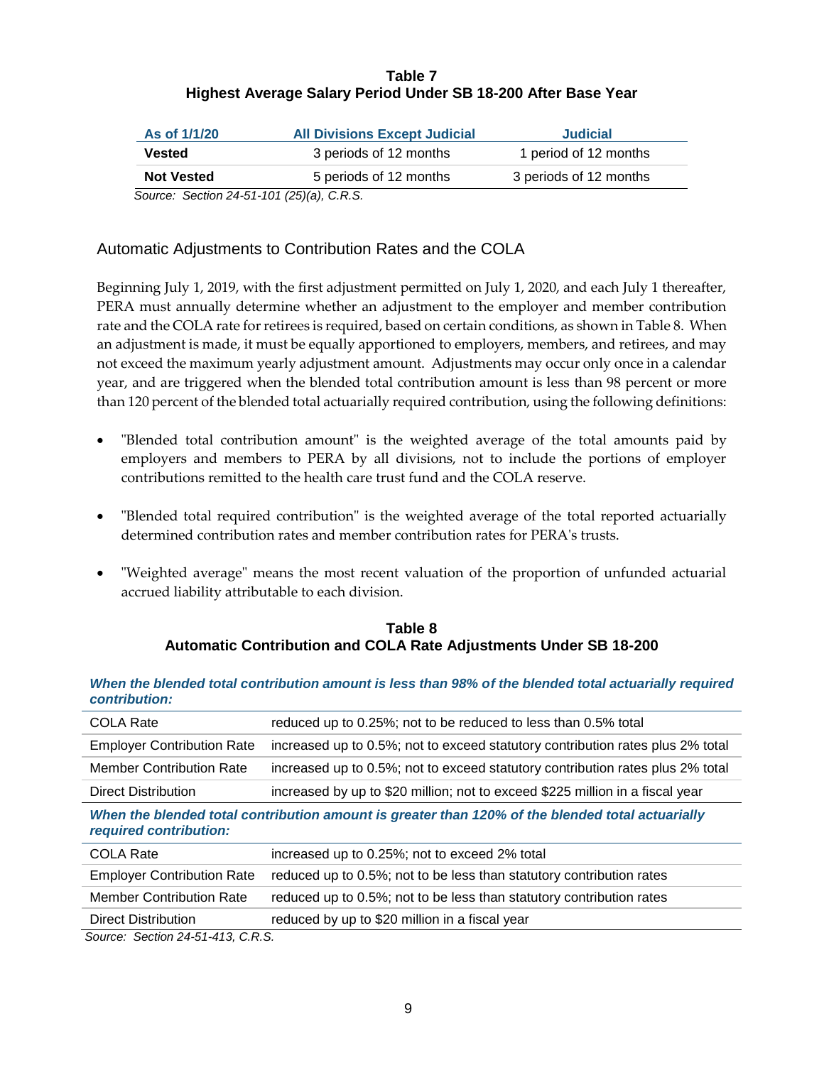**Table 7**
**Highest Average Salary Period Under SB 18-200 After Base Year**

| As of 1/1/20 | All Divisions Except Judicial | Judicial |
|---|---|---|
| **Vested** | 3 periods of 12 months | 1 period of 12 months |
| **Not Vested** | 5 periods of 12 months | 3 periods of 12 months |

*Source: Section 24-51-101 (25)(a), C.R.S.*

## Automatic Adjustments to Contribution Rates and the COLA

Beginning July 1, 2019, with the first adjustment permitted on July 1, 2020, and each July 1 thereafter, PERA must annually determine whether an adjustment to the employer and member contribution rate and the COLA rate for retirees is required, based on certain conditions, as shown in Table 8. When an adjustment is made, it must be equally apportioned to employers, members, and retirees, and may not exceed the maximum yearly adjustment amount. Adjustments may occur only once in a calendar year, and are triggered when the blended total contribution amount is less than 98 percent or more than 120 percent of the blended total actuarially required contribution, using the following definitions:

- "Blended total contribution amount" is the weighted average of the total amounts paid by employers and members to PERA by all divisions, not to include the portions of employer contributions remitted to the health care trust fund and the COLA reserve.
- "Blended total required contribution" is the weighted average of the total reported actuarially determined contribution rates and member contribution rates for PERA's trusts.
- "Weighted average" means the most recent valuation of the proportion of unfunded actuarial accrued liability attributable to each division.

**Table 8**
**Automatic Contribution and COLA Rate Adjustments Under SB 18-200**

| ***When the blended total contribution amount is less than 98% of the blended total actuarially required contribution:*** | |
|---|---|
| COLA Rate | reduced up to 0.25%; not to be reduced to less than 0.5% total |
| Employer Contribution Rate | increased up to 0.5%; not to exceed statutory contribution rates plus 2% total |
| Member Contribution Rate | increased up to 0.5%; not to exceed statutory contribution rates plus 2% total |
| Direct Distribution | increased by up to $20 million; not to exceed $225 million in a fiscal year |
| ***When the blended total contribution amount is greater than 120% of the blended total actuarially required contribution:*** | |
| COLA Rate | increased up to 0.25%; not to exceed 2% total |
| Employer Contribution Rate | reduced up to 0.5%; not to be less than statutory contribution rates |
| Member Contribution Rate | reduced up to 0.5%; not to be less than statutory contribution rates |
| Direct Distribution | reduced by up to $20 million in a fiscal year |

*Source: Section 24-51-413, C.R.S.*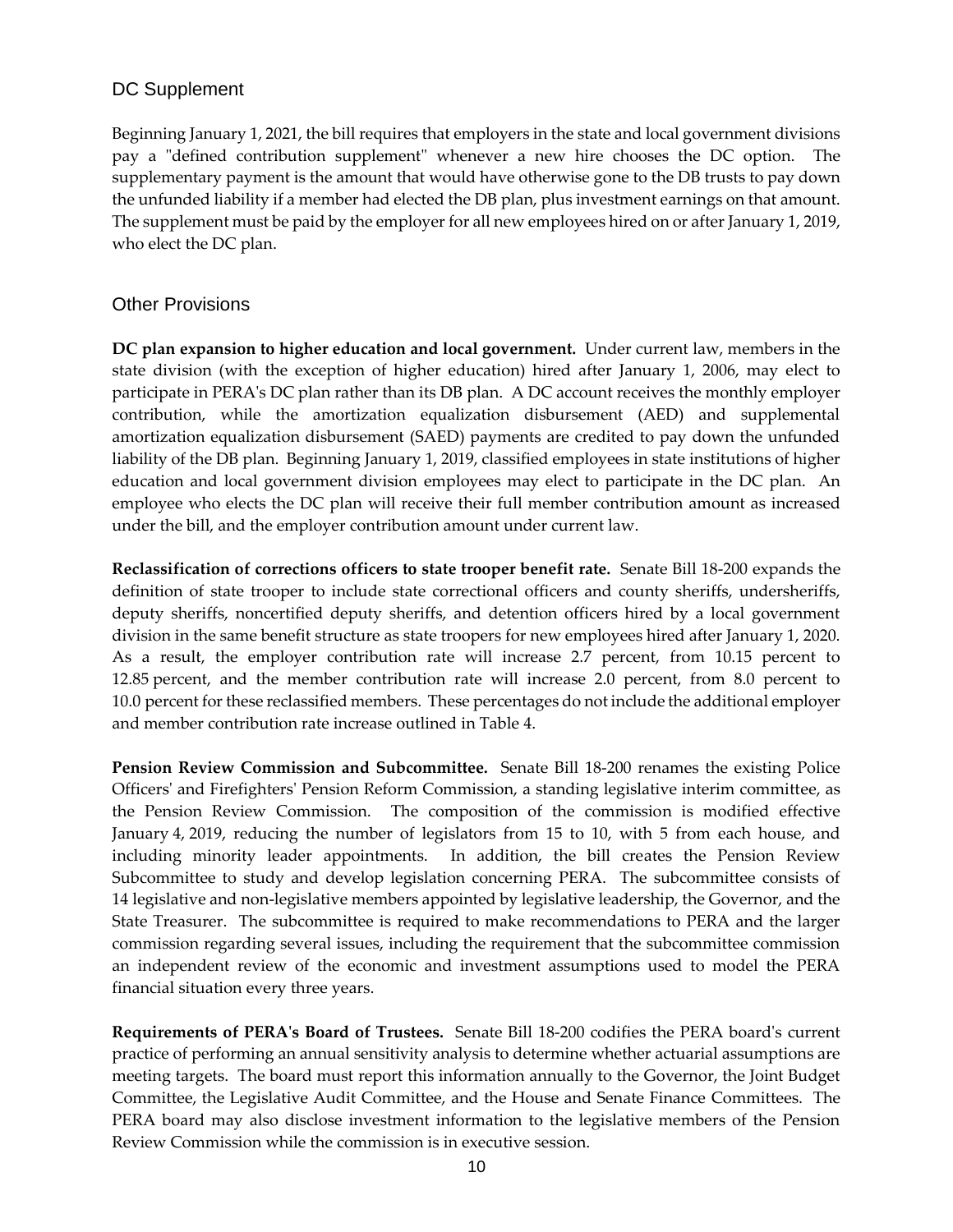## DC Supplement

Beginning January 1, 2021, the bill requires that employers in the state and local government divisions pay a "defined contribution supplement" whenever a new hire chooses the DC option. The supplementary payment is the amount that would have otherwise gone to the DB trusts to pay down the unfunded liability if a member had elected the DB plan, plus investment earnings on that amount. The supplement must be paid by the employer for all new employees hired on or after January 1, 2019, who elect the DC plan.

## Other Provisions

**DC plan expansion to higher education and local government.** Under current law, members in the state division (with the exception of higher education) hired after January 1, 2006, may elect to participate in PERA's DC plan rather than its DB plan. A DC account receives the monthly employer contribution, while the amortization equalization disbursement (AED) and supplemental amortization equalization disbursement (SAED) payments are credited to pay down the unfunded liability of the DB plan. Beginning January 1, 2019, classified employees in state institutions of higher education and local government division employees may elect to participate in the DC plan. An employee who elects the DC plan will receive their full member contribution amount as increased under the bill, and the employer contribution amount under current law.

**Reclassification of corrections officers to state trooper benefit rate.** Senate Bill 18-200 expands the definition of state trooper to include state correctional officers and county sheriffs, undersheriffs, deputy sheriffs, noncertified deputy sheriffs, and detention officers hired by a local government division in the same benefit structure as state troopers for new employees hired after January 1, 2020. As a result, the employer contribution rate will increase 2.7 percent, from 10.15 percent to 12.85 percent, and the member contribution rate will increase 2.0 percent, from 8.0 percent to 10.0 percent for these reclassified members. These percentages do not include the additional employer and member contribution rate increase outlined in Table 4.

**Pension Review Commission and Subcommittee.** Senate Bill 18-200 renames the existing Police Officers' and Firefighters' Pension Reform Commission, a standing legislative interim committee, as the Pension Review Commission. The composition of the commission is modified effective January 4, 2019, reducing the number of legislators from 15 to 10, with 5 from each house, and including minority leader appointments. In addition, the bill creates the Pension Review Subcommittee to study and develop legislation concerning PERA. The subcommittee consists of 14 legislative and non-legislative members appointed by legislative leadership, the Governor, and the State Treasurer. The subcommittee is required to make recommendations to PERA and the larger commission regarding several issues, including the requirement that the subcommittee commission an independent review of the economic and investment assumptions used to model the PERA financial situation every three years.

**Requirements of PERA's Board of Trustees.** Senate Bill 18-200 codifies the PERA board's current practice of performing an annual sensitivity analysis to determine whether actuarial assumptions are meeting targets. The board must report this information annually to the Governor, the Joint Budget Committee, the Legislative Audit Committee, and the House and Senate Finance Committees. The PERA board may also disclose investment information to the legislative members of the Pension Review Commission while the commission is in executive session.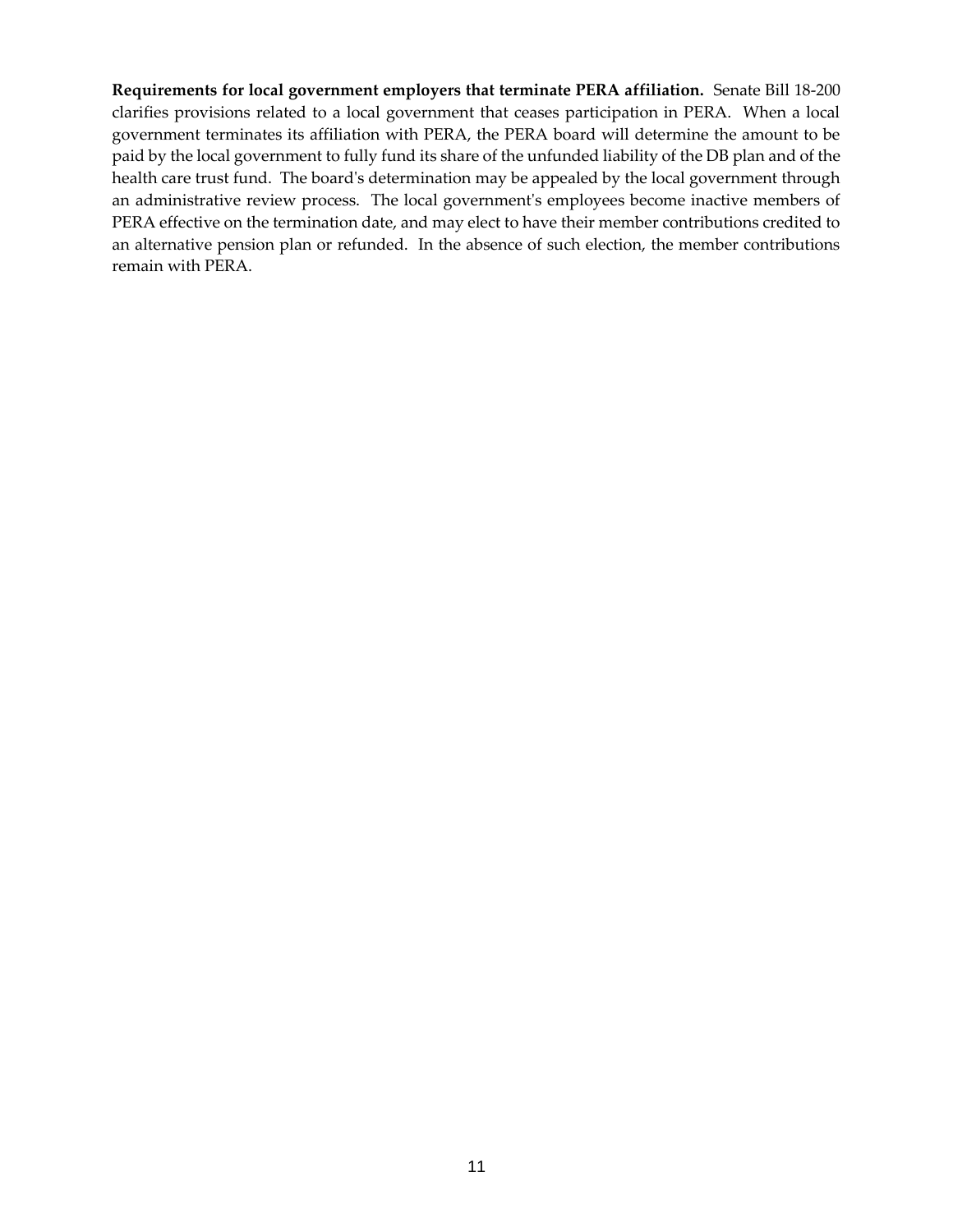**Requirements for local government employers that terminate PERA affiliation.** Senate Bill 18-200 clarifies provisions related to a local government that ceases participation in PERA. When a local government terminates its affiliation with PERA, the PERA board will determine the amount to be paid by the local government to fully fund its share of the unfunded liability of the DB plan and of the health care trust fund. The board's determination may be appealed by the local government through an administrative review process. The local government's employees become inactive members of PERA effective on the termination date, and may elect to have their member contributions credited to an alternative pension plan or refunded. In the absence of such election, the member contributions remain with PERA.